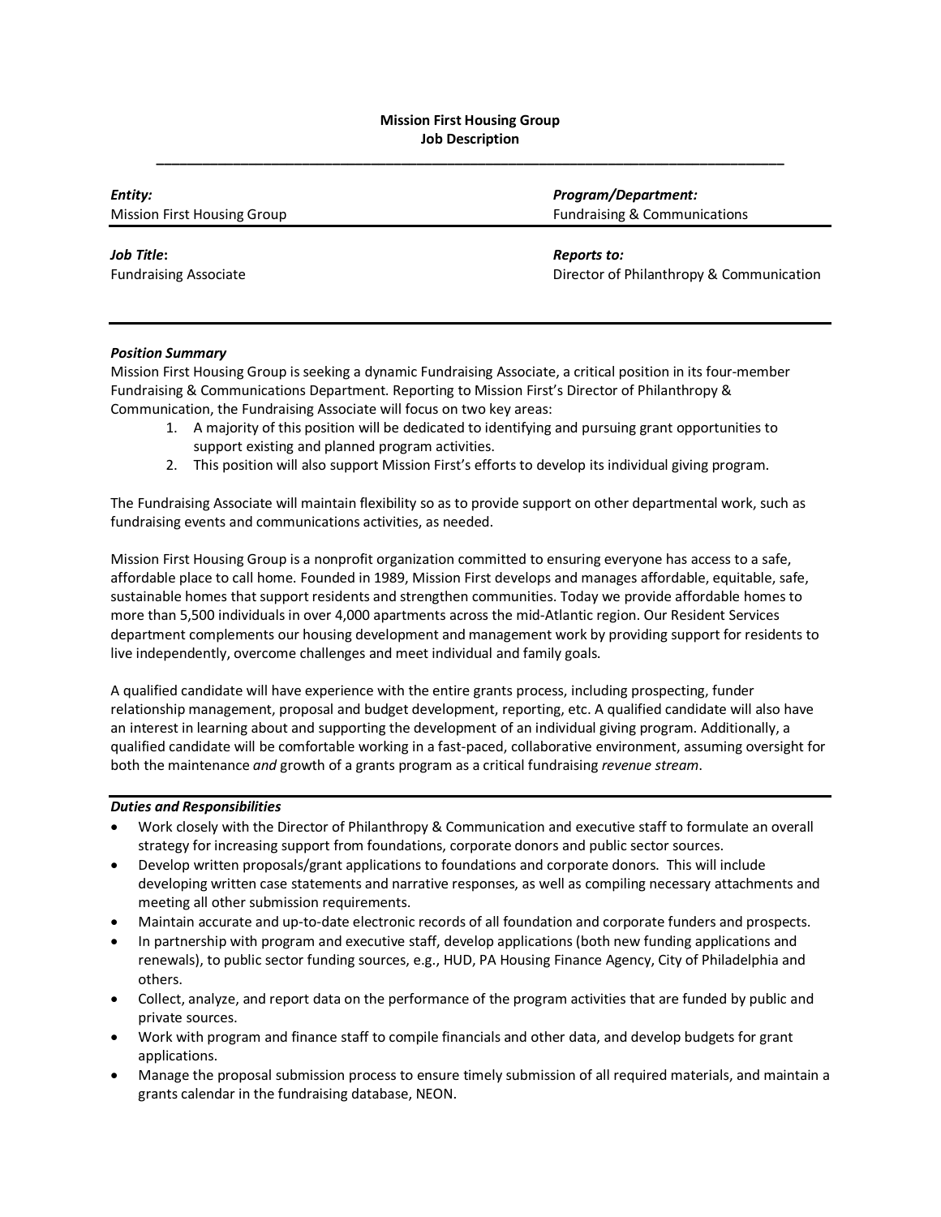**Mission First Housing Group**
**Job Description**

---

| ***Entity:*** | ***Program/Department:*** |
|---|---|
| Mission First Housing Group | Fundraising & Communications |
| ***Job Title*:** | ***Reports to:*** |
| Fundraising Associate | Director of Philanthropy & Communication |

---

***Position Summary***

Mission First Housing Group is seeking a dynamic Fundraising Associate, a critical position in its four-member Fundraising & Communications Department. Reporting to Mission First's Director of Philanthropy & Communication, the Fundraising Associate will focus on two key areas:

1. A majority of this position will be dedicated to identifying and pursuing grant opportunities to support existing and planned program activities.
2. This position will also support Mission First's efforts to develop its individual giving program.

The Fundraising Associate will maintain flexibility so as to provide support on other departmental work, such as fundraising events and communications activities, as needed.

Mission First Housing Group is a nonprofit organization committed to ensuring everyone has access to a safe, affordable place to call home. Founded in 1989, Mission First develops and manages affordable, equitable, safe, sustainable homes that support residents and strengthen communities. Today we provide affordable homes to more than 5,500 individuals in over 4,000 apartments across the mid-Atlantic region. Our Resident Services department complements our housing development and management work by providing support for residents to live independently, overcome challenges and meet individual and family goals.

A qualified candidate will have experience with the entire grants process, including prospecting, funder relationship management, proposal and budget development, reporting, etc. A qualified candidate will also have an interest in learning about and supporting the development of an individual giving program. Additionally, a qualified candidate will be comfortable working in a fast-paced, collaborative environment, assuming oversight for both the maintenance *and* growth of a grants program as a critical fundraising *revenue stream*.

---

***Duties and Responsibilities***

- Work closely with the Director of Philanthropy & Communication and executive staff to formulate an overall strategy for increasing support from foundations, corporate donors and public sector sources.
- Develop written proposals/grant applications to foundations and corporate donors. This will include developing written case statements and narrative responses, as well as compiling necessary attachments and meeting all other submission requirements.
- Maintain accurate and up-to-date electronic records of all foundation and corporate funders and prospects.
- In partnership with program and executive staff, develop applications (both new funding applications and renewals), to public sector funding sources, e.g., HUD, PA Housing Finance Agency, City of Philadelphia and others.
- Collect, analyze, and report data on the performance of the program activities that are funded by public and private sources.
- Work with program and finance staff to compile financials and other data, and develop budgets for grant applications.
- Manage the proposal submission process to ensure timely submission of all required materials, and maintain a grants calendar in the fundraising database, NEON.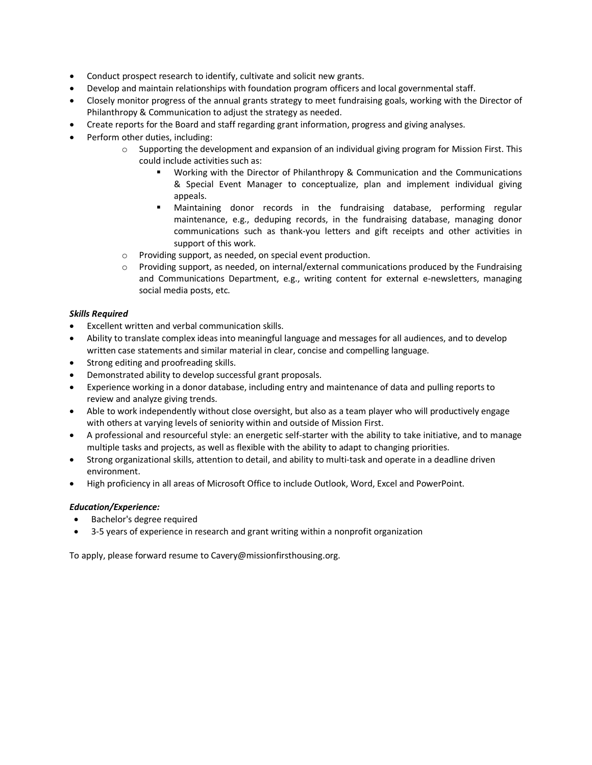- Conduct prospect research to identify, cultivate and solicit new grants.
- Develop and maintain relationships with foundation program officers and local governmental staff.
- Closely monitor progress of the annual grants strategy to meet fundraising goals, working with the Director of Philanthropy & Communication to adjust the strategy as needed.
- Create reports for the Board and staff regarding grant information, progress and giving analyses.
- Perform other duties, including:
  - Supporting the development and expansion of an individual giving program for Mission First. This could include activities such as:
    - Working with the Director of Philanthropy & Communication and the Communications & Special Event Manager to conceptualize, plan and implement individual giving appeals.
    - Maintaining donor records in the fundraising database, performing regular maintenance, e.g., deduping records, in the fundraising database, managing donor communications such as thank-you letters and gift receipts and other activities in support of this work.
  - Providing support, as needed, on special event production.
  - Providing support, as needed, on internal/external communications produced by the Fundraising and Communications Department, e.g., writing content for external e-newsletters, managing social media posts, etc.

***Skills Required***

- Excellent written and verbal communication skills.
- Ability to translate complex ideas into meaningful language and messages for all audiences, and to develop written case statements and similar material in clear, concise and compelling language.
- Strong editing and proofreading skills.
- Demonstrated ability to develop successful grant proposals.
- Experience working in a donor database, including entry and maintenance of data and pulling reports to review and analyze giving trends.
- Able to work independently without close oversight, but also as a team player who will productively engage with others at varying levels of seniority within and outside of Mission First.
- A professional and resourceful style: an energetic self-starter with the ability to take initiative, and to manage multiple tasks and projects, as well as flexible with the ability to adapt to changing priorities.
- Strong organizational skills, attention to detail, and ability to multi-task and operate in a deadline driven environment.
- High proficiency in all areas of Microsoft Office to include Outlook, Word, Excel and PowerPoint.

***Education/Experience:***

- Bachelor's degree required
- 3-5 years of experience in research and grant writing within a nonprofit organization

To apply, please forward resume to Cavery@missionfirsthousing.org.